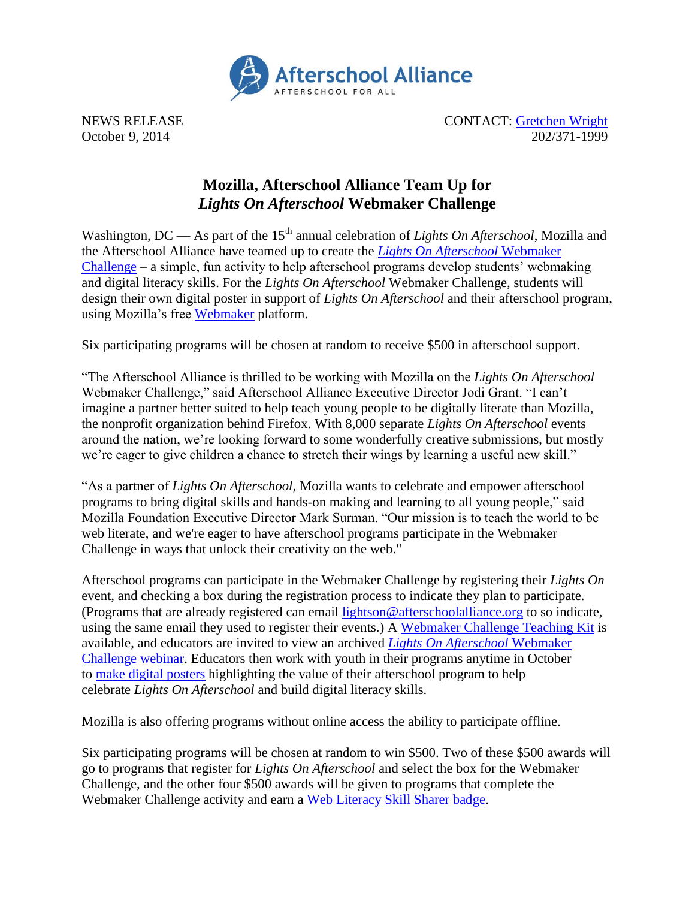Afterschool Alliance
AFTERSCHOOL FOR ALL

NEWS RELEASE
October 9, 2014

CONTACT: Gretchen Wright
202/371-1999

# Mozilla, Afterschool Alliance Team Up for *Lights On Afterschool* Webmaker Challenge

Washington, DC — As part of the 15th annual celebration of *Lights On Afterschool*, Mozilla and the Afterschool Alliance have teamed up to create the *Lights On Afterschool* Webmaker Challenge – a simple, fun activity to help afterschool programs develop students' webmaking and digital literacy skills. For the *Lights On Afterschool* Webmaker Challenge, students will design their own digital poster in support of *Lights On Afterschool* and their afterschool program, using Mozilla's free Webmaker platform.

Six participating programs will be chosen at random to receive $500 in afterschool support.

"The Afterschool Alliance is thrilled to be working with Mozilla on the *Lights On Afterschool* Webmaker Challenge," said Afterschool Alliance Executive Director Jodi Grant. "I can't imagine a partner better suited to help teach young people to be digitally literate than Mozilla, the nonprofit organization behind Firefox. With 8,000 separate *Lights On Afterschool* events around the nation, we're looking forward to some wonderfully creative submissions, but mostly we're eager to give children a chance to stretch their wings by learning a useful new skill."

"As a partner of *Lights On Afterschool*, Mozilla wants to celebrate and empower afterschool programs to bring digital skills and hands-on making and learning to all young people," said Mozilla Foundation Executive Director Mark Surman. "Our mission is to teach the world to be web literate, and we're eager to have afterschool programs participate in the Webmaker Challenge in ways that unlock their creativity on the web."

Afterschool programs can participate in the Webmaker Challenge by registering their *Lights On* event, and checking a box during the registration process to indicate they plan to participate. (Programs that are already registered can email lightson@afterschoolalliance.org to so indicate, using the same email they used to register their events.) A Webmaker Challenge Teaching Kit is available, and educators are invited to view an archived *Lights On Afterschool* Webmaker Challenge webinar. Educators then work with youth in their programs anytime in October to make digital posters highlighting the value of their afterschool program to help celebrate *Lights On Afterschool* and build digital literacy skills.

Mozilla is also offering programs without online access the ability to participate offline.

Six participating programs will be chosen at random to win $500. Two of these $500 awards will go to programs that register for *Lights On Afterschool* and select the box for the Webmaker Challenge, and the other four $500 awards will be given to programs that complete the Webmaker Challenge activity and earn a Web Literacy Skill Sharer badge.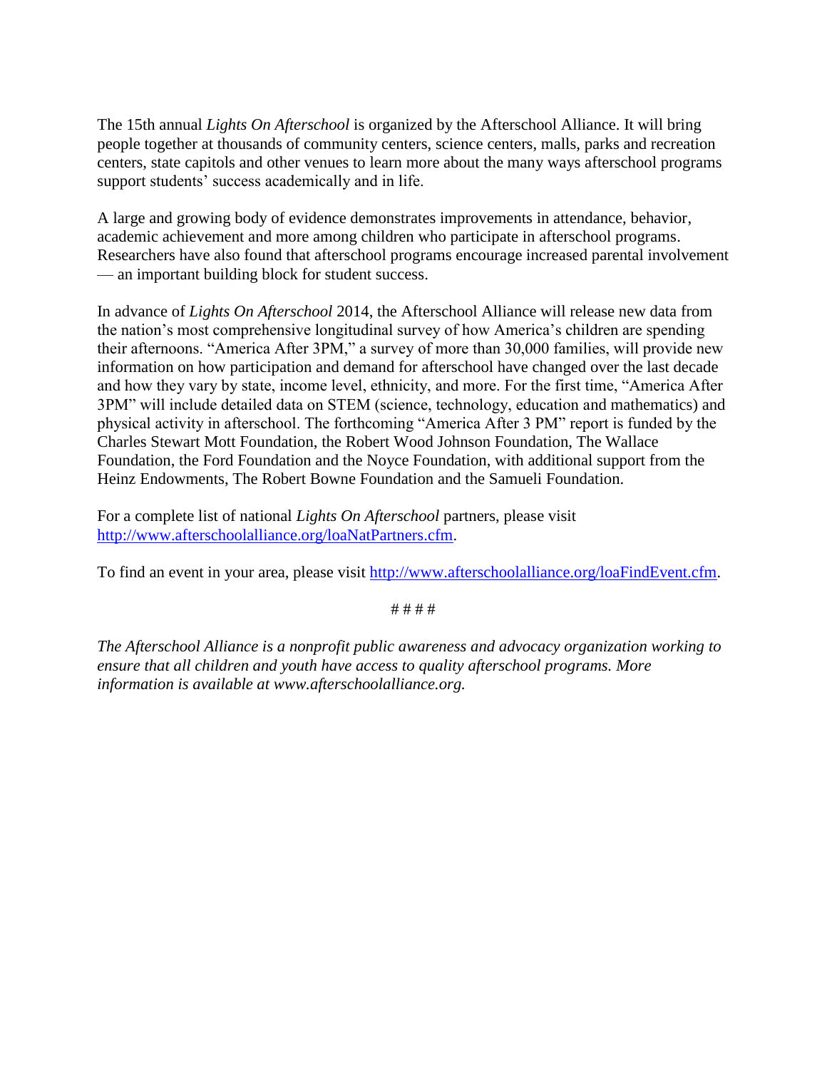The 15th annual *Lights On Afterschool* is organized by the Afterschool Alliance. It will bring people together at thousands of community centers, science centers, malls, parks and recreation centers, state capitols and other venues to learn more about the many ways afterschool programs support students' success academically and in life.

A large and growing body of evidence demonstrates improvements in attendance, behavior, academic achievement and more among children who participate in afterschool programs. Researchers have also found that afterschool programs encourage increased parental involvement — an important building block for student success.

In advance of *Lights On Afterschool* 2014, the Afterschool Alliance will release new data from the nation's most comprehensive longitudinal survey of how America's children are spending their afternoons. "America After 3PM," a survey of more than 30,000 families, will provide new information on how participation and demand for afterschool have changed over the last decade and how they vary by state, income level, ethnicity, and more. For the first time, "America After 3PM" will include detailed data on STEM (science, technology, education and mathematics) and physical activity in afterschool. The forthcoming "America After 3 PM" report is funded by the Charles Stewart Mott Foundation, the Robert Wood Johnson Foundation, The Wallace Foundation, the Ford Foundation and the Noyce Foundation, with additional support from the Heinz Endowments, The Robert Bowne Foundation and the Samueli Foundation.

For a complete list of national *Lights On Afterschool* partners, please visit [http://www.afterschoolalliance.org/loaNatPartners.cfm](http://www.afterschoolalliance.org/loaNatPartners.cfm).

To find an event in your area, please visit [http://www.afterschoolalliance.org/loaFindEvent.cfm](http://www.afterschoolalliance.org/loaFindEvent.cfm).

# # # #

*The Afterschool Alliance is a nonprofit public awareness and advocacy organization working to ensure that all children and youth have access to quality afterschool programs. More information is available at www.afterschoolalliance.org.*